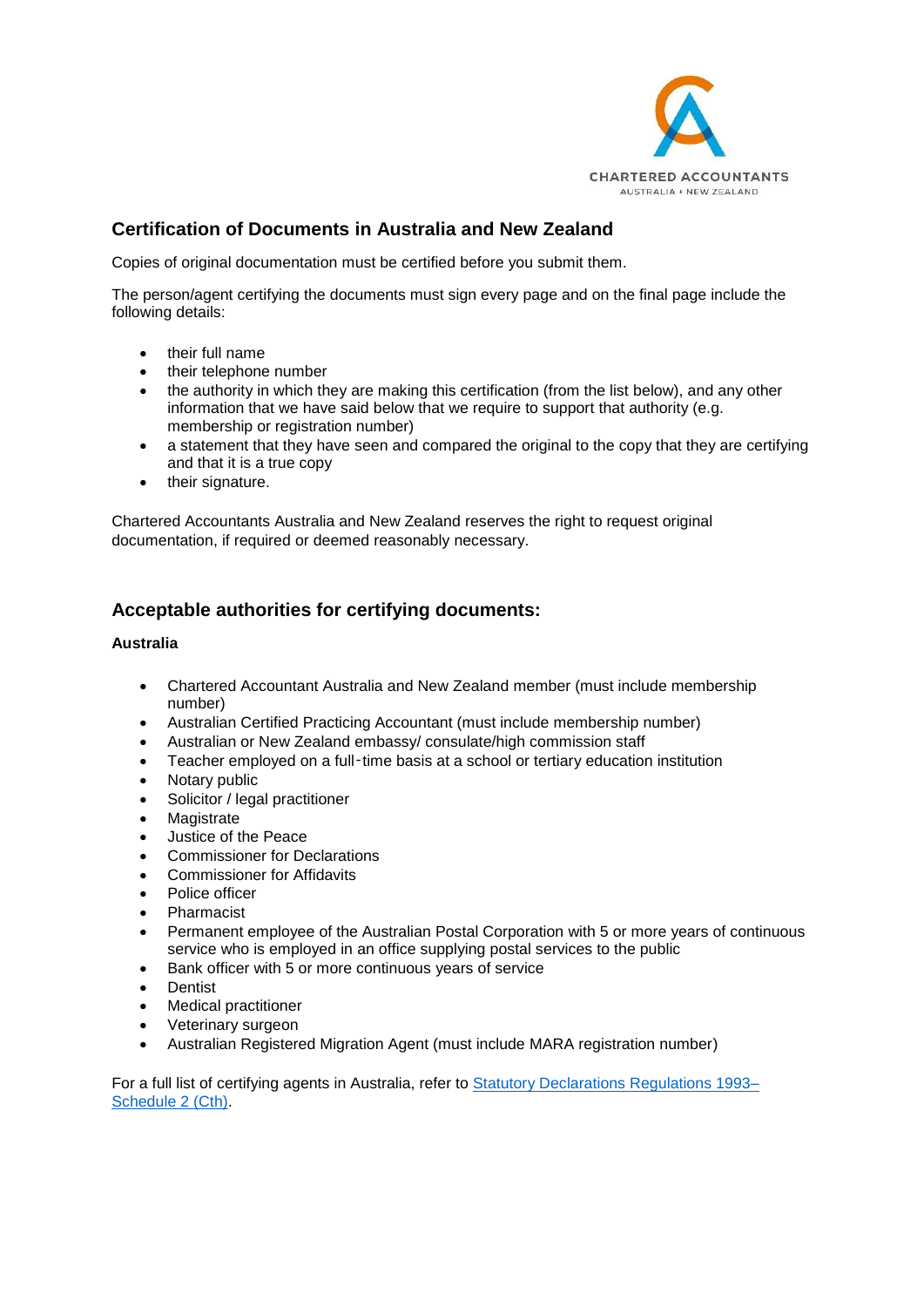# Certification of Documents in Australia and New Zealand

Copies of original documentation must be certified before you submit them.

The person/agent certifying the documents must sign every page and on the final page include the following details:

- their full name
- their telephone number
- the authority in which they are making this certification (from the list below), and any other information that we have said below that we require to support that authority (e.g. membership or registration number)
- a statement that they have seen and compared the original to the copy that they are certifying and that it is a true copy
- their signature.

Chartered Accountants Australia and New Zealand reserves the right to request original documentation, if required or deemed reasonably necessary.

## Acceptable authorities for certifying documents:

**Australia**

- Chartered Accountant Australia and New Zealand member (must include membership number)
- Australian Certified Practicing Accountant (must include membership number)
- Australian or New Zealand embassy/ consulate/high commission staff
- Teacher employed on a full-time basis at a school or tertiary education institution
- Notary public
- Solicitor / legal practitioner
- Magistrate
- Justice of the Peace
- Commissioner for Declarations
- Commissioner for Affidavits
- Police officer
- Pharmacist
- Permanent employee of the Australian Postal Corporation with 5 or more years of continuous service who is employed in an office supplying postal services to the public
- Bank officer with 5 or more continuous years of service
- Dentist
- Medical practitioner
- Veterinary surgeon
- Australian Registered Migration Agent (must include MARA registration number)

For a full list of certifying agents in Australia, refer to Statutory Declarations Regulations 1993– Schedule 2 (Cth).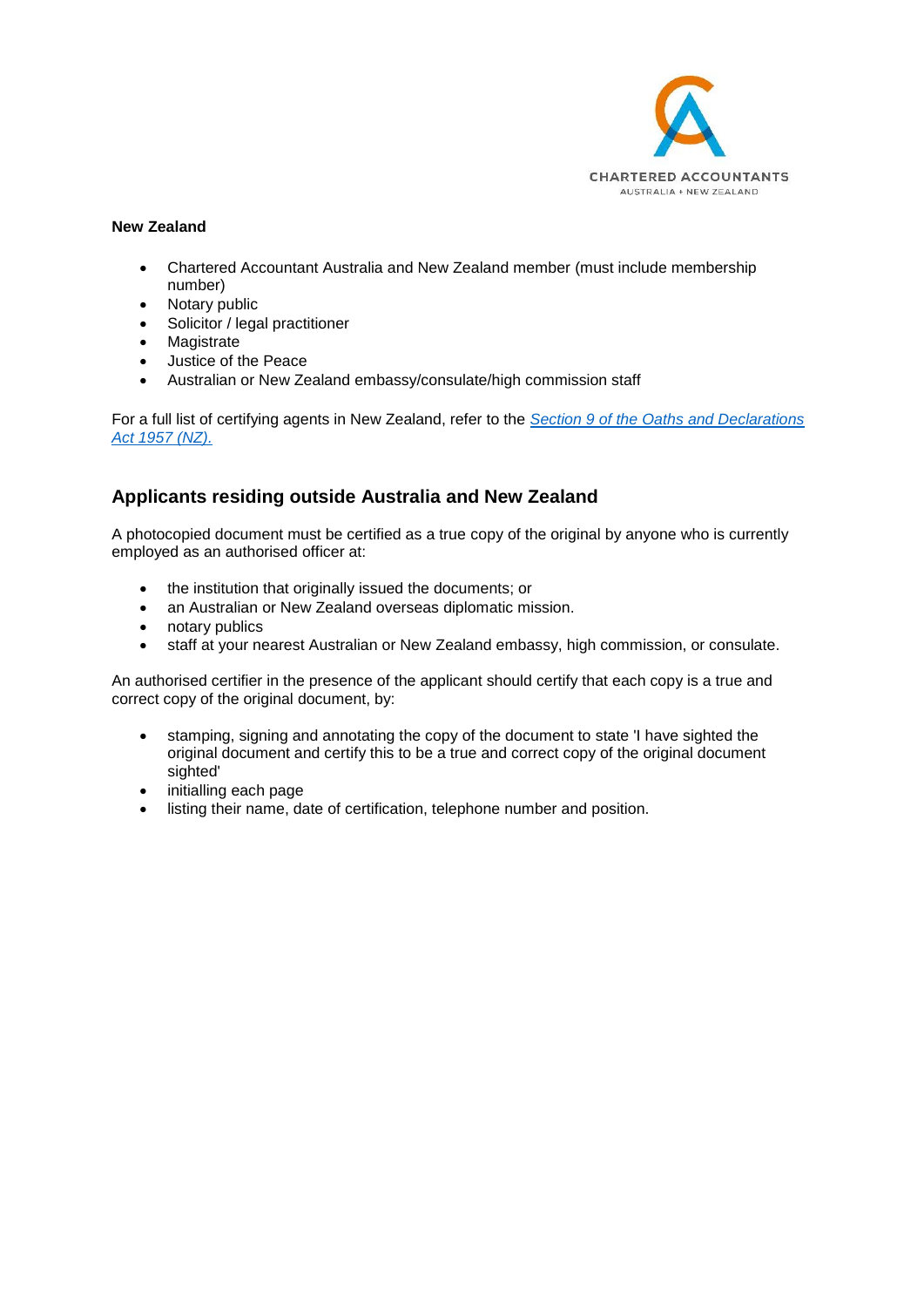**New Zealand**

- Chartered Accountant Australia and New Zealand member (must include membership number)
- Notary public
- Solicitor / legal practitioner
- Magistrate
- Justice of the Peace
- Australian or New Zealand embassy/consulate/high commission staff

For a full list of certifying agents in New Zealand, refer to the *Section 9 of the Oaths and Declarations Act 1957 (NZ).*

## Applicants residing outside Australia and New Zealand

A photocopied document must be certified as a true copy of the original by anyone who is currently employed as an authorised officer at:

- the institution that originally issued the documents; or
- an Australian or New Zealand overseas diplomatic mission.
- notary publics
- staff at your nearest Australian or New Zealand embassy, high commission, or consulate.

An authorised certifier in the presence of the applicant should certify that each copy is a true and correct copy of the original document, by:

- stamping, signing and annotating the copy of the document to state 'I have sighted the original document and certify this to be a true and correct copy of the original document sighted'
- initialling each page
- listing their name, date of certification, telephone number and position.